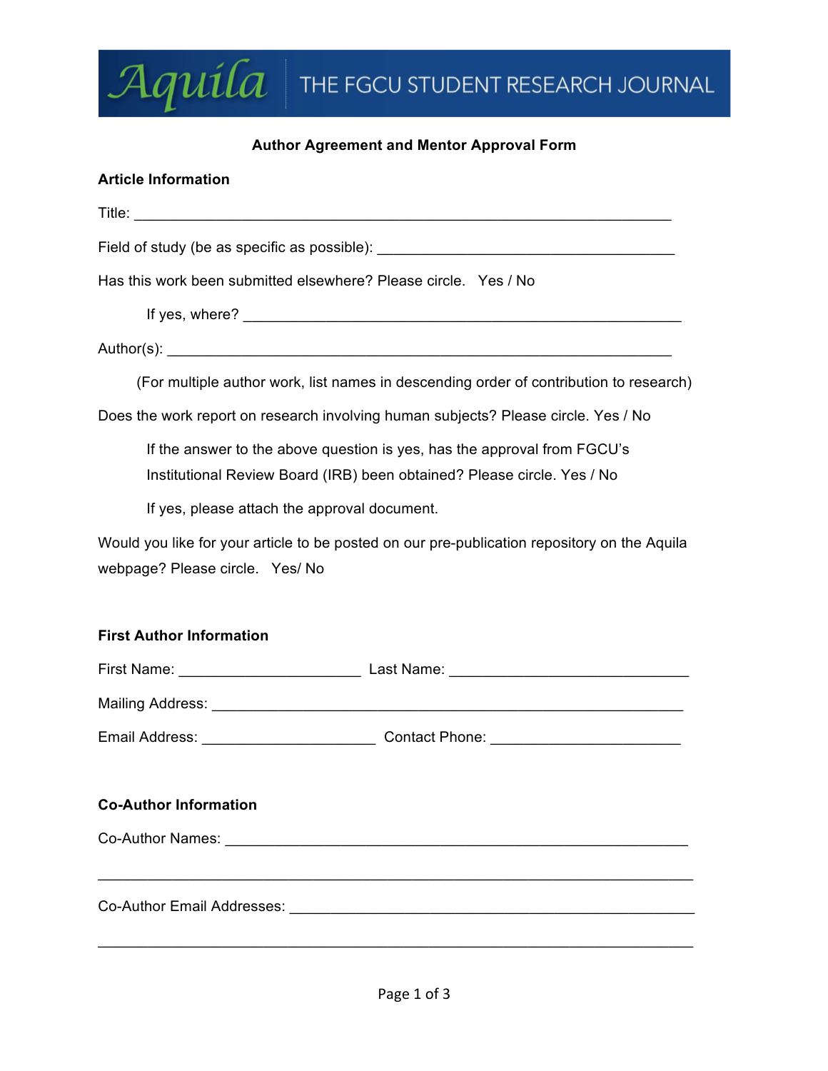# Aquila — THE FGCU STUDENT RESEARCH JOURNAL

**Author Agreement and Mentor Approval Form**

**Article Information**

Title: ___________________________________________________________________

Field of study (be as specific as possible): ______________________________________

Has this work been submitted elsewhere? Please circle. Yes / No

If yes, where? _______________________________________________________

Author(s): ________________________________________________________________

(For multiple author work, list names in descending order of contribution to research)

Does the work report on research involving human subjects? Please circle. Yes / No

If the answer to the above question is yes, has the approval from FGCU's Institutional Review Board (IRB) been obtained? Please circle. Yes / No

If yes, please attach the approval document.

Would you like for your article to be posted on our pre-publication repository on the Aquila webpage? Please circle. Yes/ No

**First Author Information**

First Name: _______________________ Last Name: ______________________________

Mailing Address: ___________________________________________________________

Email Address: _____________________ Contact Phone: _______________________

**Co-Author Information**

Co-Author Names: __________________________________________________________

_________________________________________________________________________

Co-Author Email Addresses: ___________________________________________________

_________________________________________________________________________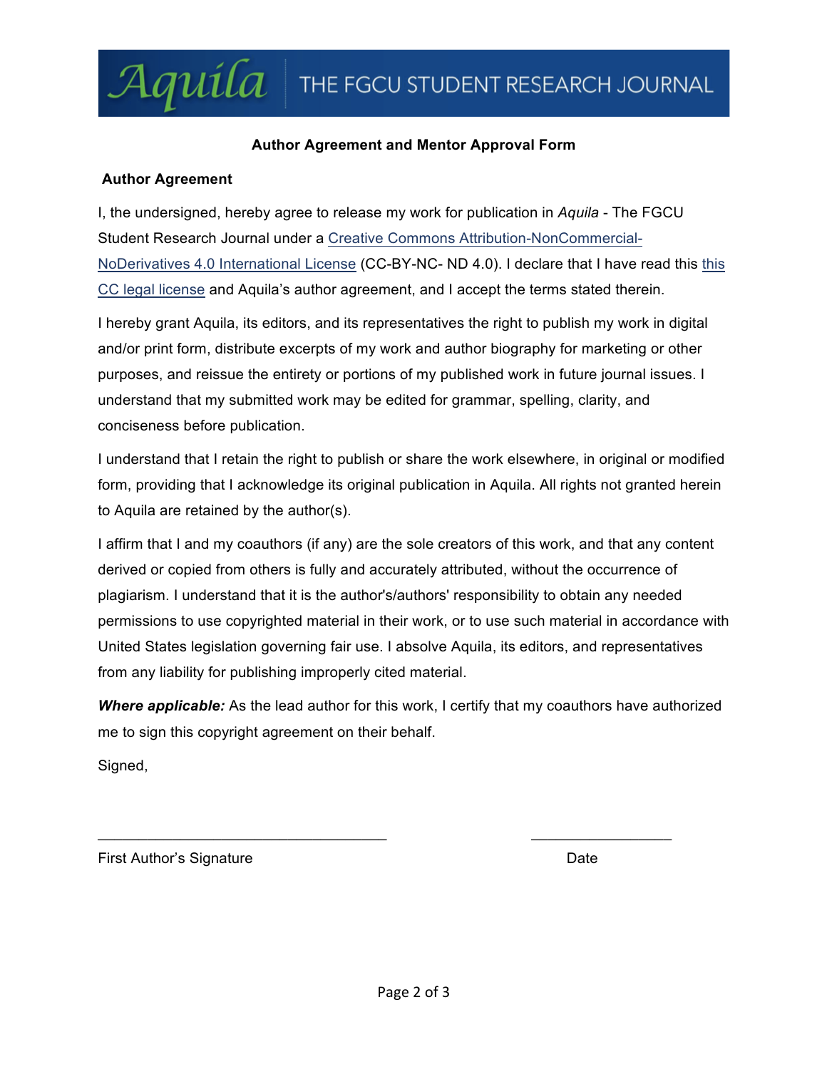Aquila | THE FGCU STUDENT RESEARCH JOURNAL

**Author Agreement and Mentor Approval Form**

**Author Agreement**

I, the undersigned, hereby agree to release my work for publication in *Aquila* - The FGCU Student Research Journal under a Creative Commons Attribution-NonCommercial-NoDerivatives 4.0 International License (CC-BY-NC- ND 4.0). I declare that I have read this this CC legal license and Aquila's author agreement, and I accept the terms stated therein.

I hereby grant Aquila, its editors, and its representatives the right to publish my work in digital and/or print form, distribute excerpts of my work and author biography for marketing or other purposes, and reissue the entirety or portions of my published work in future journal issues. I understand that my submitted work may be edited for grammar, spelling, clarity, and conciseness before publication.

I understand that I retain the right to publish or share the work elsewhere, in original or modified form, providing that I acknowledge its original publication in Aquila. All rights not granted herein to Aquila are retained by the author(s).

I affirm that I and my coauthors (if any) are the sole creators of this work, and that any content derived or copied from others is fully and accurately attributed, without the occurrence of plagiarism. I understand that it is the author's/authors' responsibility to obtain any needed permissions to use copyrighted material in their work, or to use such material in accordance with United States legislation governing fair use. I absolve Aquila, its editors, and representatives from any liability for publishing improperly cited material.

***Where applicable:*** As the lead author for this work, I certify that my coauthors have authorized me to sign this copyright agreement on their behalf.

Signed,

\_\_\_\_\_\_\_\_\_\_\_\_\_\_\_\_\_\_\_\_\_\_\_\_\_\_\_\_\_\_\_\_\_\_\_\_ \_\_\_\_\_\_\_\_\_\_\_\_\_\_\_\_\_\_

First Author's Signature Date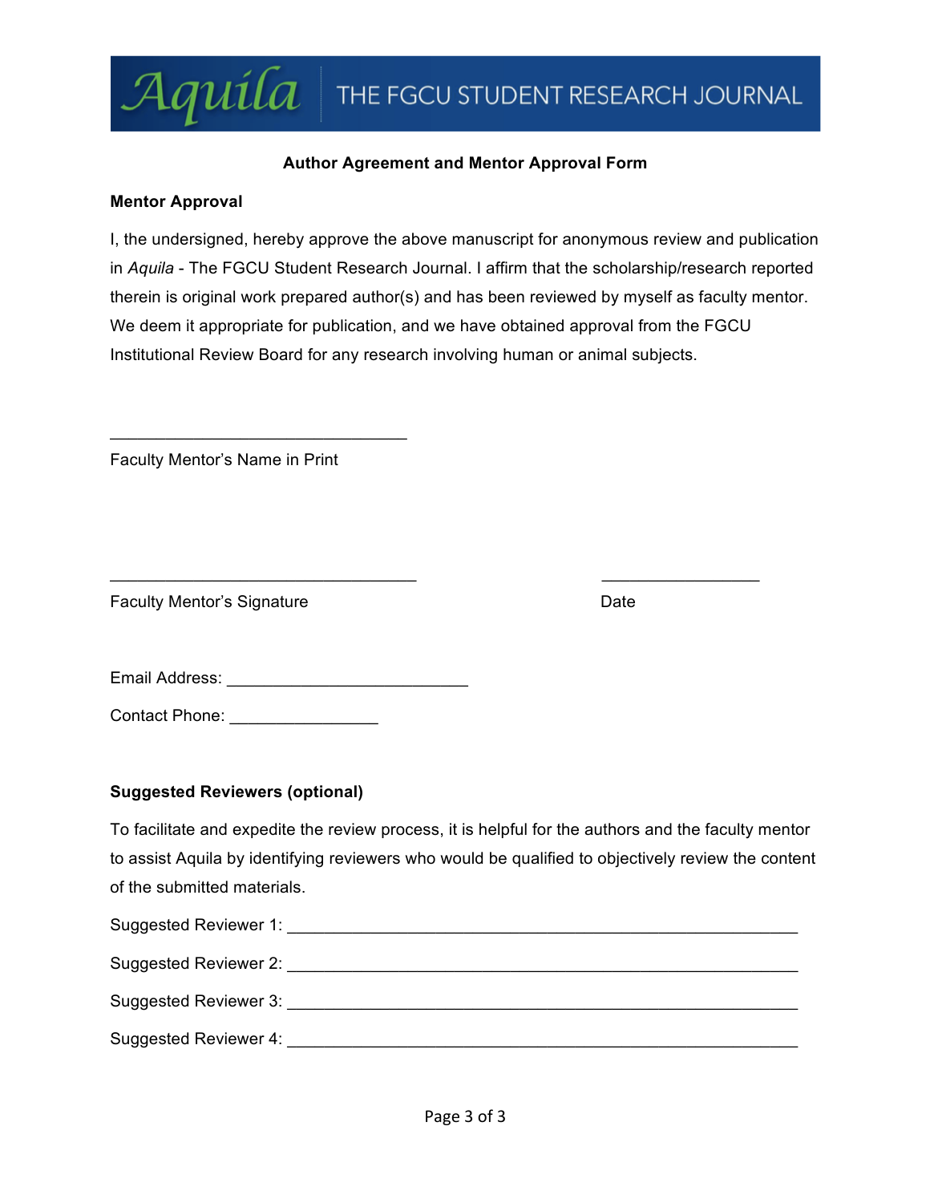**Aquila** THE FGCU STUDENT RESEARCH JOURNAL

**Author Agreement and Mentor Approval Form**

**Mentor Approval**

I, the undersigned, hereby approve the above manuscript for anonymous review and publication in *Aquila* - The FGCU Student Research Journal. I affirm that the scholarship/research reported therein is original work prepared author(s) and has been reviewed by myself as faculty mentor. We deem it appropriate for publication, and we have obtained approval from the FGCU Institutional Review Board for any research involving human or animal subjects.

________________________________

Faculty Mentor's Name in Print

_________________________________ _________________

Faculty Mentor's Signature Date

Email Address: __________________________

Contact Phone: ________________

**Suggested Reviewers (optional)**

To facilitate and expedite the review process, it is helpful for the authors and the faculty mentor to assist Aquila by identifying reviewers who would be qualified to objectively review the content of the submitted materials.

Suggested Reviewer 1: _______________________________________________________

Suggested Reviewer 2: _______________________________________________________

Suggested Reviewer 3: _______________________________________________________

Suggested Reviewer 4: _______________________________________________________